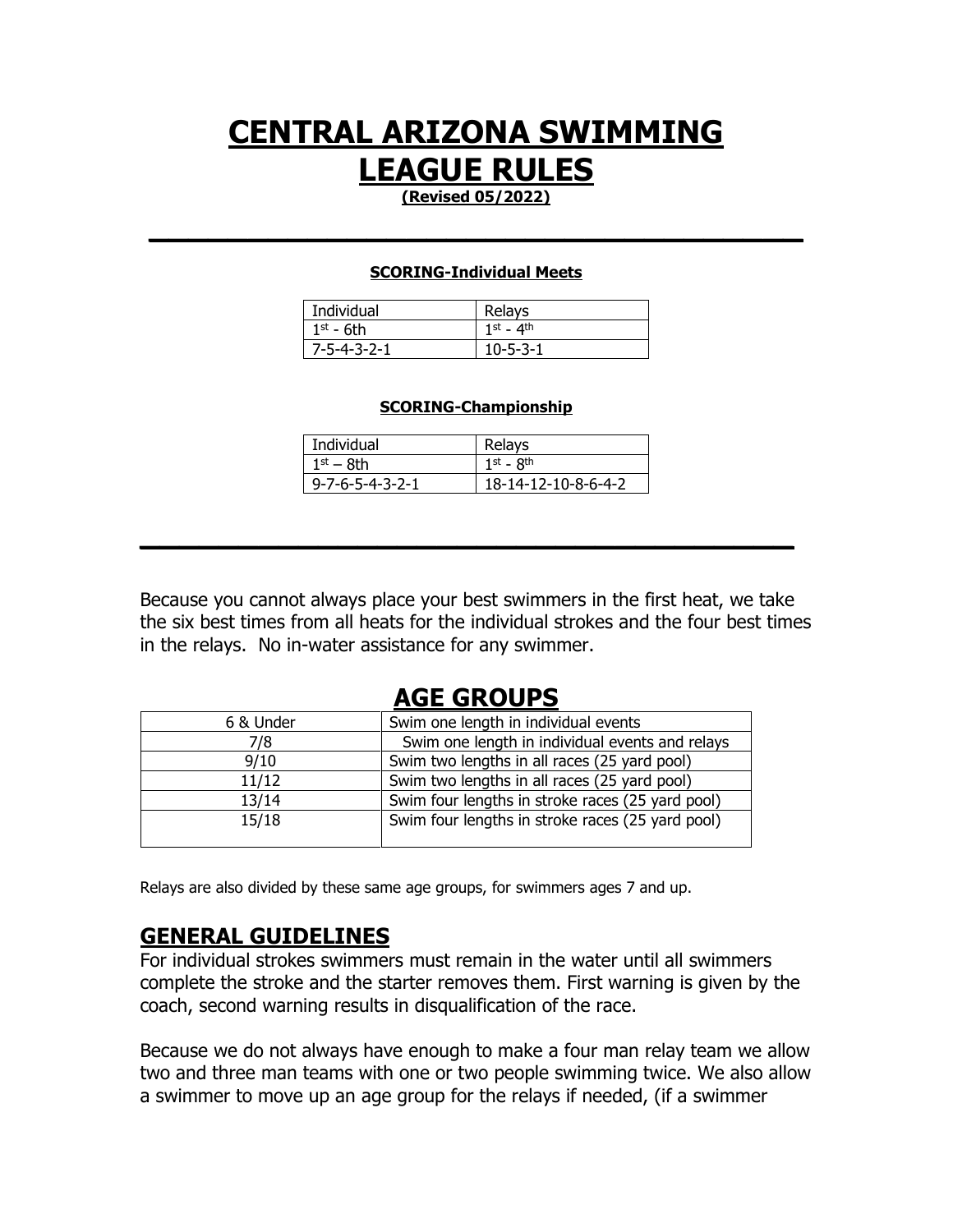# CENTRAL ARIZONA SWIMMING LEAGUE RULES

**(Revised 05/2022)**

---

### SCORING-Individual Meets

| Individual | Relays |
|---|---|
| 1st - 6th | 1st - 4th |
| 7-5-4-3-2-1 | 10-5-3-1 |

### SCORING-Championship

| Individual | Relays |
|---|---|
| 1st – 8th | 1st - 8th |
| 9-7-6-5-4-3-2-1 | 18-14-12-10-8-6-4-2 |

---

Because you cannot always place your best swimmers in the first heat, we take the six best times from all heats for the individual strokes and the four best times in the relays. No in-water assistance for any swimmer.

## AGE GROUPS

| Age Group | Description |
|---|---|
| 6 & Under | Swim one length in individual events |
| 7/8 | Swim one length in individual events and relays |
| 9/10 | Swim two lengths in all races (25 yard pool) |
| 11/12 | Swim two lengths in all races (25 yard pool) |
| 13/14 | Swim four lengths in stroke races (25 yard pool) |
| 15/18 | Swim four lengths in stroke races (25 yard pool) |

Relays are also divided by these same age groups, for swimmers ages 7 and up.

## GENERAL GUIDELINES

For individual strokes swimmers must remain in the water until all swimmers complete the stroke and the starter removes them. First warning is given by the coach, second warning results in disqualification of the race.

Because we do not always have enough to make a four man relay team we allow two and three man teams with one or two people swimming twice. We also allow a swimmer to move up an age group for the relays if needed, (if a swimmer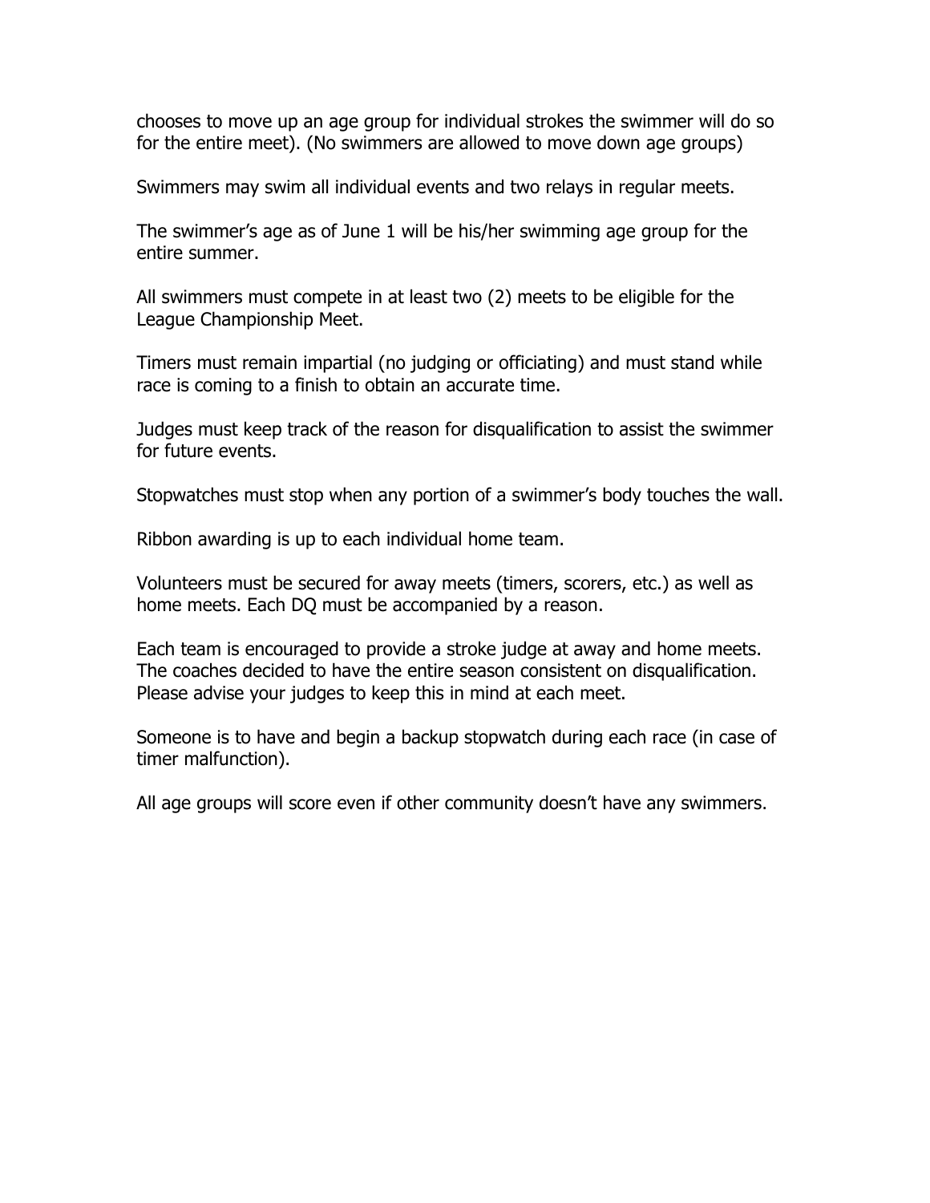chooses to move up an age group for individual strokes the swimmer will do so for the entire meet). (No swimmers are allowed to move down age groups)

Swimmers may swim all individual events and two relays in regular meets.

The swimmer's age as of June 1 will be his/her swimming age group for the entire summer.

All swimmers must compete in at least two (2) meets to be eligible for the League Championship Meet.

Timers must remain impartial (no judging or officiating) and must stand while race is coming to a finish to obtain an accurate time.

Judges must keep track of the reason for disqualification to assist the swimmer for future events.

Stopwatches must stop when any portion of a swimmer's body touches the wall.

Ribbon awarding is up to each individual home team.

Volunteers must be secured for away meets (timers, scorers, etc.) as well as home meets. Each DQ must be accompanied by a reason.

Each team is encouraged to provide a stroke judge at away and home meets. The coaches decided to have the entire season consistent on disqualification. Please advise your judges to keep this in mind at each meet.

Someone is to have and begin a backup stopwatch during each race (in case of timer malfunction).

All age groups will score even if other community doesn't have any swimmers.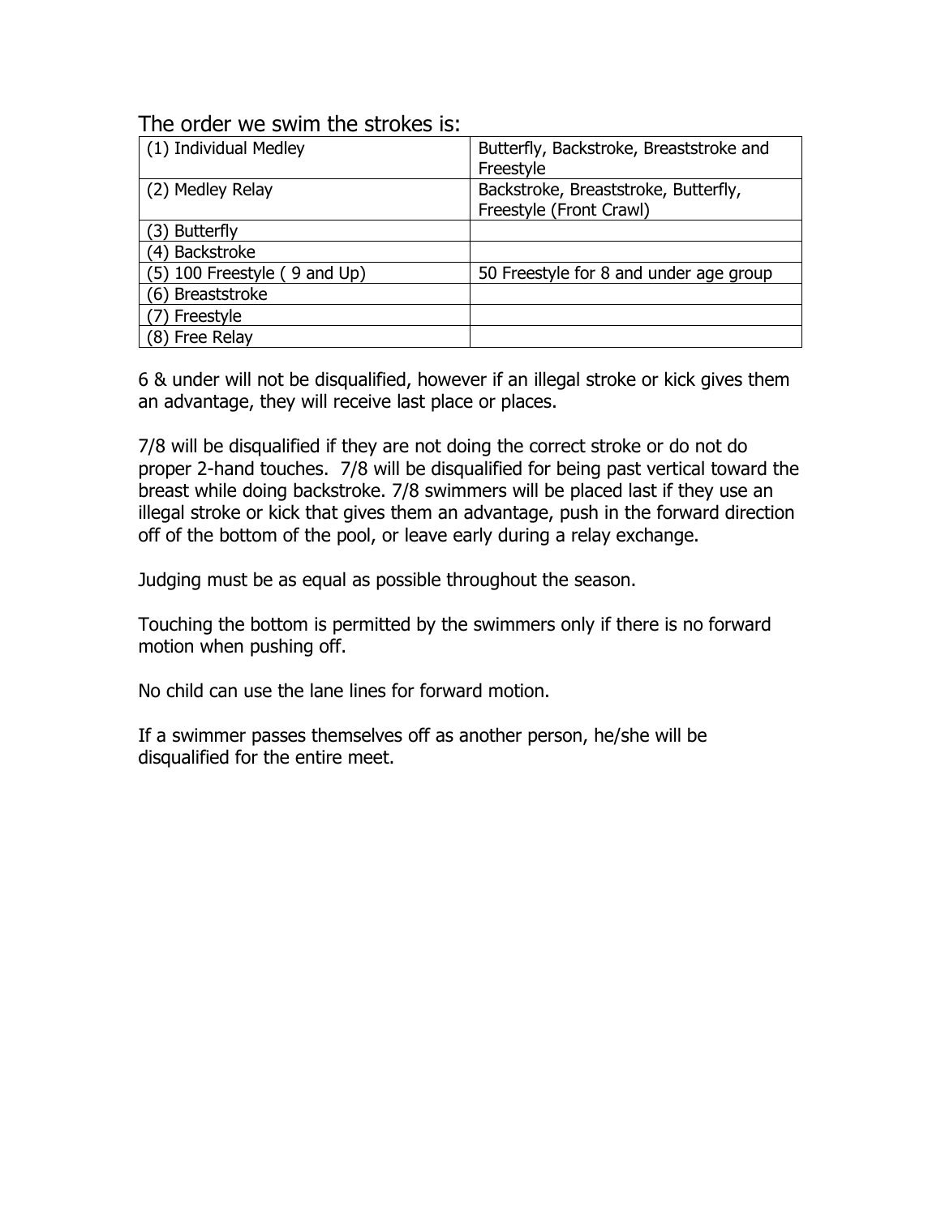The order we swim the strokes is:

| (1) Individual Medley | Butterfly, Backstroke, Breaststroke and Freestyle |
|---|---|
| (2) Medley Relay | Backstroke, Breaststroke, Butterfly, Freestyle (Front Crawl) |
| (3) Butterfly | |
| (4) Backstroke | |
| (5) 100 Freestyle ( 9 and Up) | 50 Freestyle for 8 and under age group |
| (6) Breaststroke | |
| (7) Freestyle | |
| (8) Free Relay | |

6 & under will not be disqualified, however if an illegal stroke or kick gives them an advantage, they will receive last place or places.

7/8 will be disqualified if they are not doing the correct stroke or do not do proper 2-hand touches. 7/8 will be disqualified for being past vertical toward the breast while doing backstroke. 7/8 swimmers will be placed last if they use an illegal stroke or kick that gives them an advantage, push in the forward direction off of the bottom of the pool, or leave early during a relay exchange.

Judging must be as equal as possible throughout the season.

Touching the bottom is permitted by the swimmers only if there is no forward motion when pushing off.

No child can use the lane lines for forward motion.

If a swimmer passes themselves off as another person, he/she will be disqualified for the entire meet.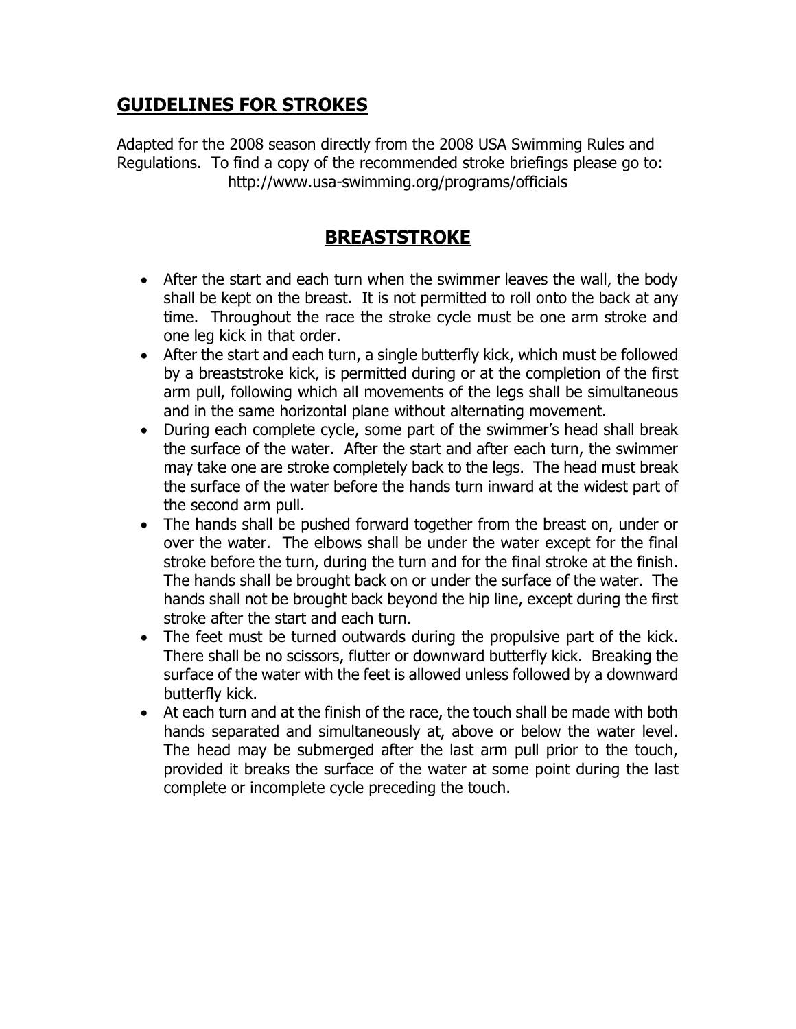## GUIDELINES FOR STROKES

Adapted for the 2008 season directly from the 2008 USA Swimming Rules and Regulations. To find a copy of the recommended stroke briefings please go to: http://www.usa-swimming.org/programs/officials

## BREASTSTROKE

- After the start and each turn when the swimmer leaves the wall, the body shall be kept on the breast. It is not permitted to roll onto the back at any time. Throughout the race the stroke cycle must be one arm stroke and one leg kick in that order.
- After the start and each turn, a single butterfly kick, which must be followed by a breaststroke kick, is permitted during or at the completion of the first arm pull, following which all movements of the legs shall be simultaneous and in the same horizontal plane without alternating movement.
- During each complete cycle, some part of the swimmer's head shall break the surface of the water. After the start and after each turn, the swimmer may take one are stroke completely back to the legs. The head must break the surface of the water before the hands turn inward at the widest part of the second arm pull.
- The hands shall be pushed forward together from the breast on, under or over the water. The elbows shall be under the water except for the final stroke before the turn, during the turn and for the final stroke at the finish. The hands shall be brought back on or under the surface of the water. The hands shall not be brought back beyond the hip line, except during the first stroke after the start and each turn.
- The feet must be turned outwards during the propulsive part of the kick. There shall be no scissors, flutter or downward butterfly kick. Breaking the surface of the water with the feet is allowed unless followed by a downward butterfly kick.
- At each turn and at the finish of the race, the touch shall be made with both hands separated and simultaneously at, above or below the water level. The head may be submerged after the last arm pull prior to the touch, provided it breaks the surface of the water at some point during the last complete or incomplete cycle preceding the touch.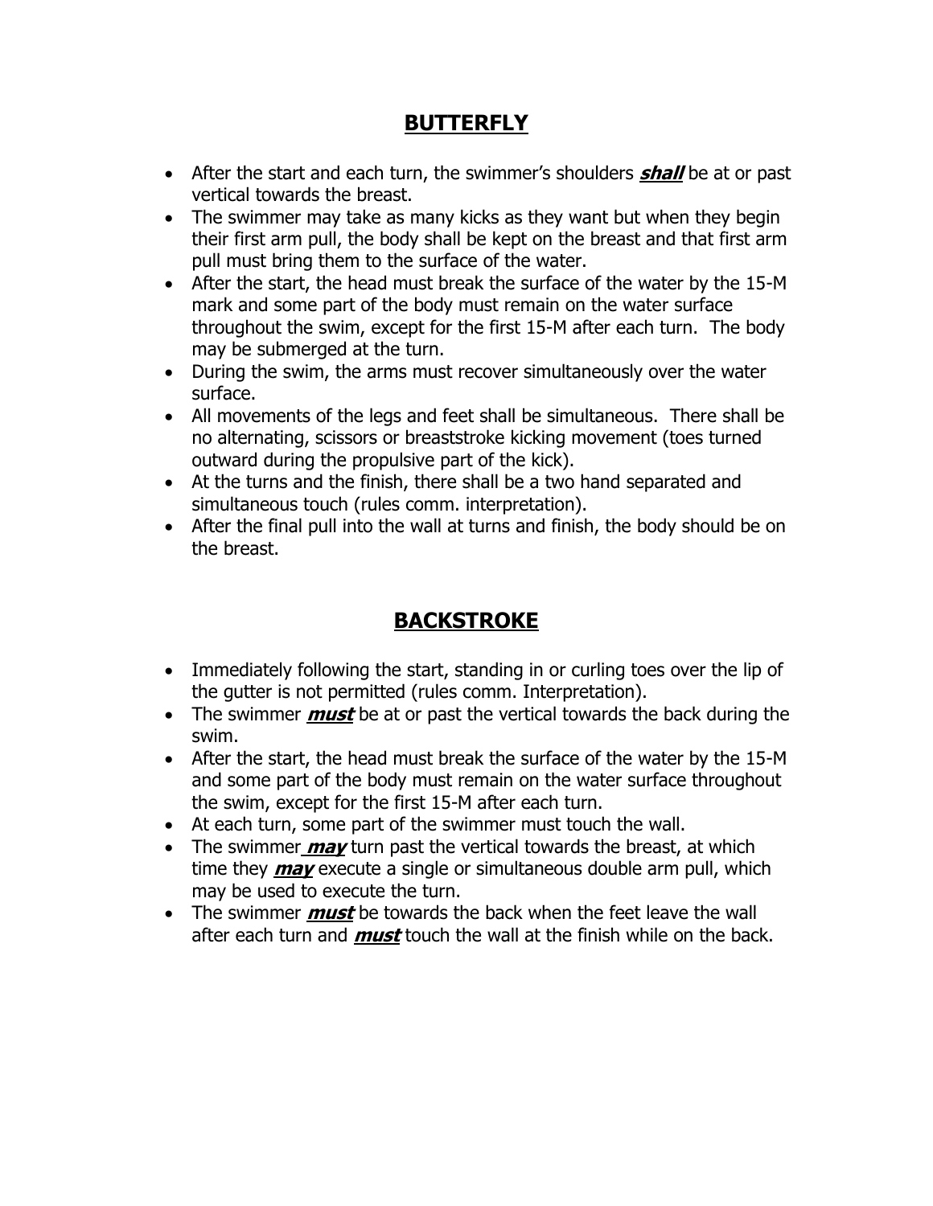## BUTTERFLY

- After the start and each turn, the swimmer's shoulders ***shall*** be at or past vertical towards the breast.
- The swimmer may take as many kicks as they want but when they begin their first arm pull, the body shall be kept on the breast and that first arm pull must bring them to the surface of the water.
- After the start, the head must break the surface of the water by the 15-M mark and some part of the body must remain on the water surface throughout the swim, except for the first 15-M after each turn. The body may be submerged at the turn.
- During the swim, the arms must recover simultaneously over the water surface.
- All movements of the legs and feet shall be simultaneous. There shall be no alternating, scissors or breaststroke kicking movement (toes turned outward during the propulsive part of the kick).
- At the turns and the finish, there shall be a two hand separated and simultaneous touch (rules comm. interpretation).
- After the final pull into the wall at turns and finish, the body should be on the breast.

## BACKSTROKE

- Immediately following the start, standing in or curling toes over the lip of the gutter is not permitted (rules comm. Interpretation).
- The swimmer ***must*** be at or past the vertical towards the back during the swim.
- After the start, the head must break the surface of the water by the 15-M and some part of the body must remain on the water surface throughout the swim, except for the first 15-M after each turn.
- At each turn, some part of the swimmer must touch the wall.
- The swimmer ***may*** turn past the vertical towards the breast, at which time they ***may*** execute a single or simultaneous double arm pull, which may be used to execute the turn.
- The swimmer ***must*** be towards the back when the feet leave the wall after each turn and ***must*** touch the wall at the finish while on the back.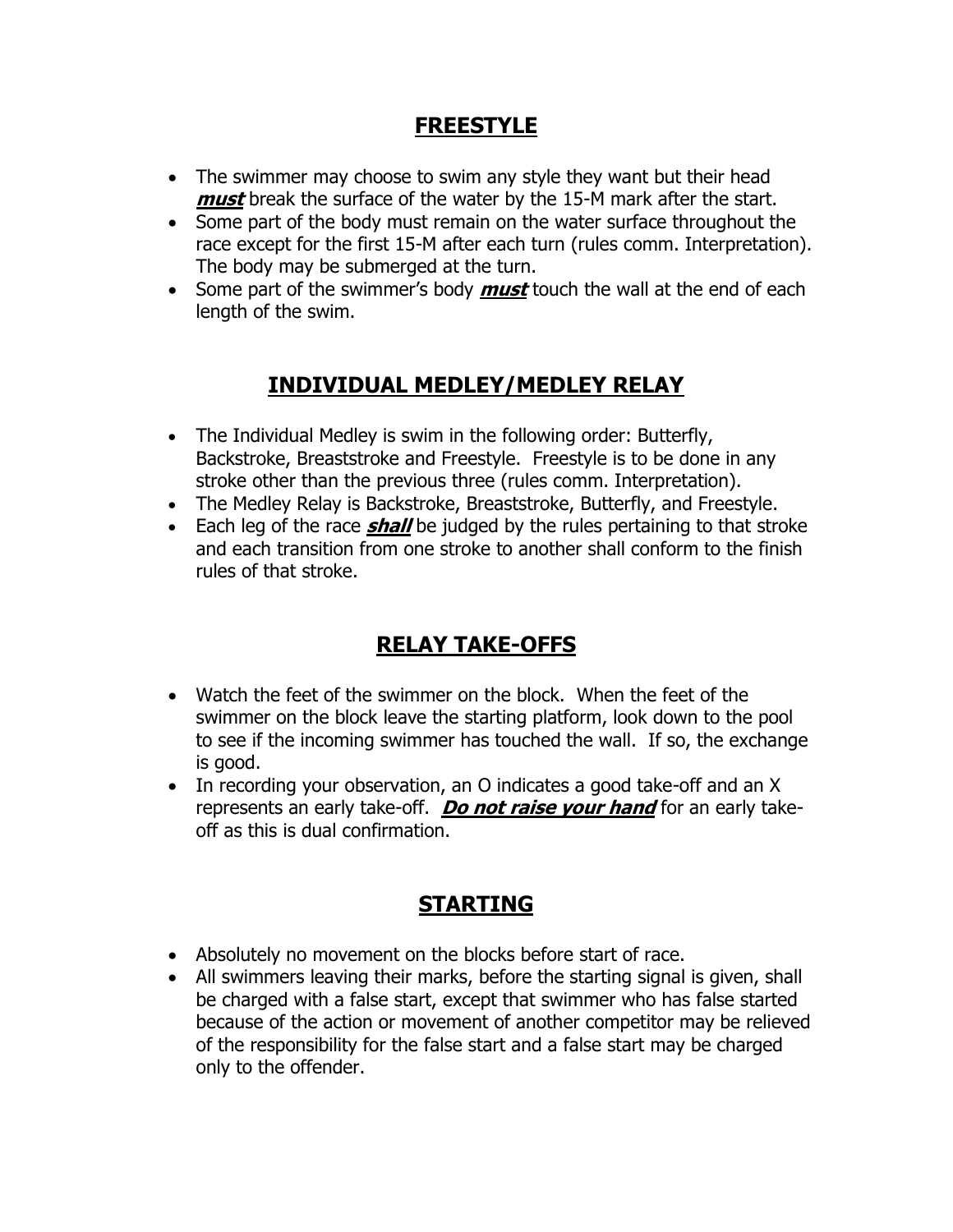## FREESTYLE

- The swimmer may choose to swim any style they want but their head ***must*** break the surface of the water by the 15-M mark after the start.
- Some part of the body must remain on the water surface throughout the race except for the first 15-M after each turn (rules comm. Interpretation). The body may be submerged at the turn.
- Some part of the swimmer's body ***must*** touch the wall at the end of each length of the swim.

## INDIVIDUAL MEDLEY/MEDLEY RELAY

- The Individual Medley is swim in the following order: Butterfly, Backstroke, Breaststroke and Freestyle. Freestyle is to be done in any stroke other than the previous three (rules comm. Interpretation).
- The Medley Relay is Backstroke, Breaststroke, Butterfly, and Freestyle.
- Each leg of the race ***shall*** be judged by the rules pertaining to that stroke and each transition from one stroke to another shall conform to the finish rules of that stroke.

## RELAY TAKE-OFFS

- Watch the feet of the swimmer on the block. When the feet of the swimmer on the block leave the starting platform, look down to the pool to see if the incoming swimmer has touched the wall. If so, the exchange is good.
- In recording your observation, an O indicates a good take-off and an X represents an early take-off. ***Do not raise your hand*** for an early take-off as this is dual confirmation.

## STARTING

- Absolutely no movement on the blocks before start of race.
- All swimmers leaving their marks, before the starting signal is given, shall be charged with a false start, except that swimmer who has false started because of the action or movement of another competitor may be relieved of the responsibility for the false start and a false start may be charged only to the offender.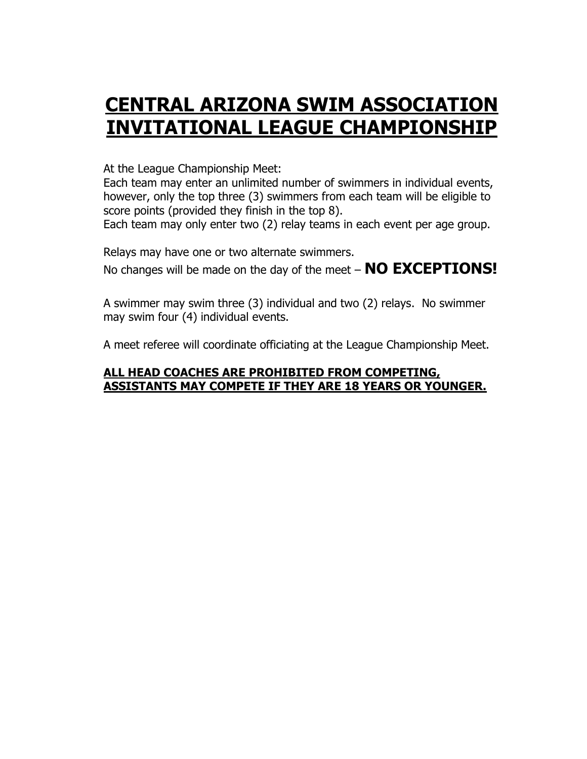# CENTRAL ARIZONA SWIM ASSOCIATION INVITATIONAL LEAGUE CHAMPIONSHIP

At the League Championship Meet:
Each team may enter an unlimited number of swimmers in individual events, however, only the top three (3) swimmers from each team will be eligible to score points (provided they finish in the top 8).
Each team may only enter two (2) relay teams in each event per age group.

Relays may have one or two alternate swimmers.
No changes will be made on the day of the meet – **NO EXCEPTIONS!**

A swimmer may swim three (3) individual and two (2) relays. No swimmer may swim four (4) individual events.

A meet referee will coordinate officiating at the League Championship Meet.

**ALL HEAD COACHES ARE PROHIBITED FROM COMPETING, ASSISTANTS MAY COMPETE IF THEY ARE 18 YEARS OR YOUNGER.**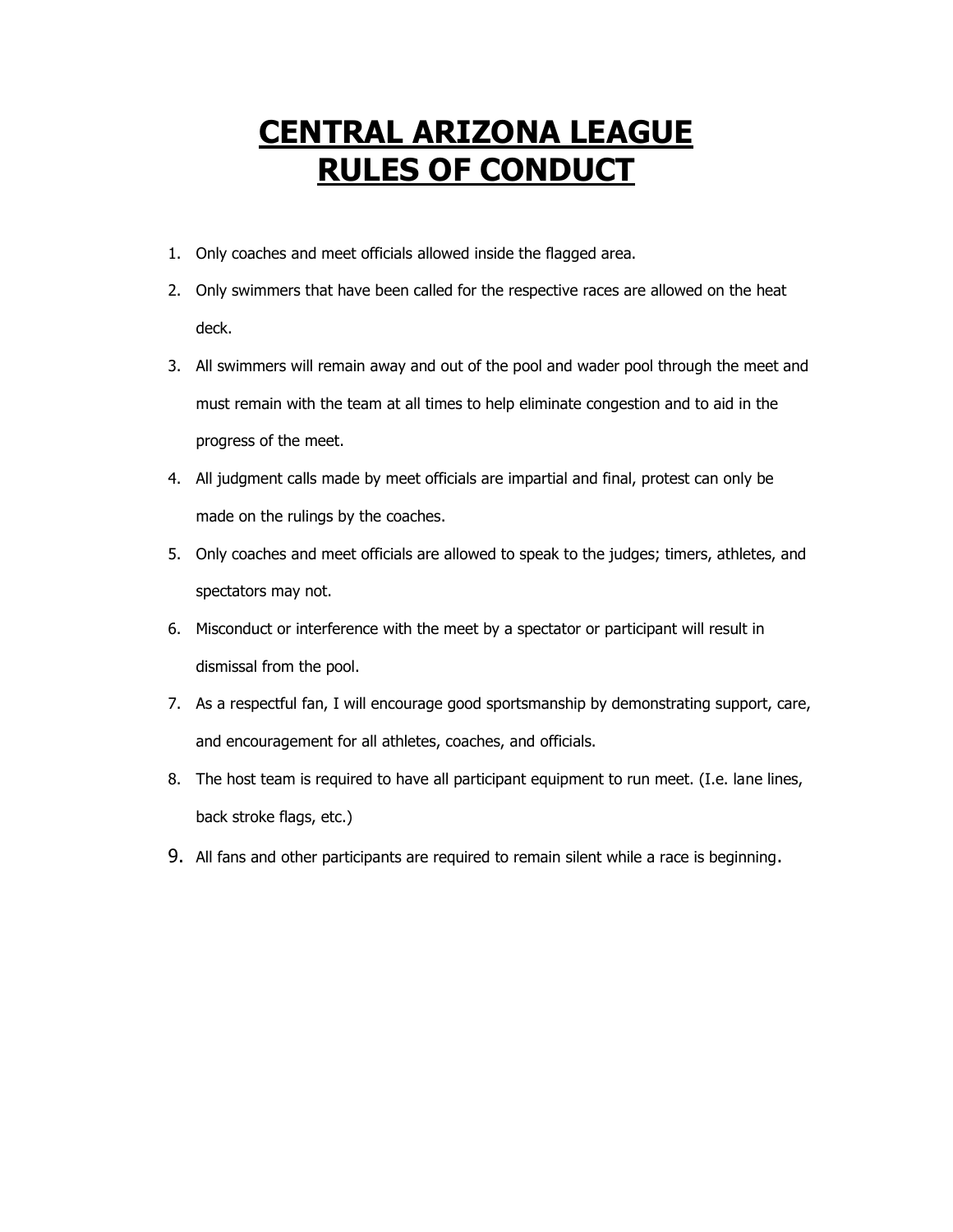# CENTRAL ARIZONA LEAGUE RULES OF CONDUCT

1. Only coaches and meet officials allowed inside the flagged area.
2. Only swimmers that have been called for the respective races are allowed on the heat deck.
3. All swimmers will remain away and out of the pool and wader pool through the meet and must remain with the team at all times to help eliminate congestion and to aid in the progress of the meet.
4. All judgment calls made by meet officials are impartial and final, protest can only be made on the rulings by the coaches.
5. Only coaches and meet officials are allowed to speak to the judges; timers, athletes, and spectators may not.
6. Misconduct or interference with the meet by a spectator or participant will result in dismissal from the pool.
7. As a respectful fan, I will encourage good sportsmanship by demonstrating support, care, and encouragement for all athletes, coaches, and officials.
8. The host team is required to have all participant equipment to run meet. (I.e. lane lines, back stroke flags, etc.)
9. All fans and other participants are required to remain silent while a race is beginning.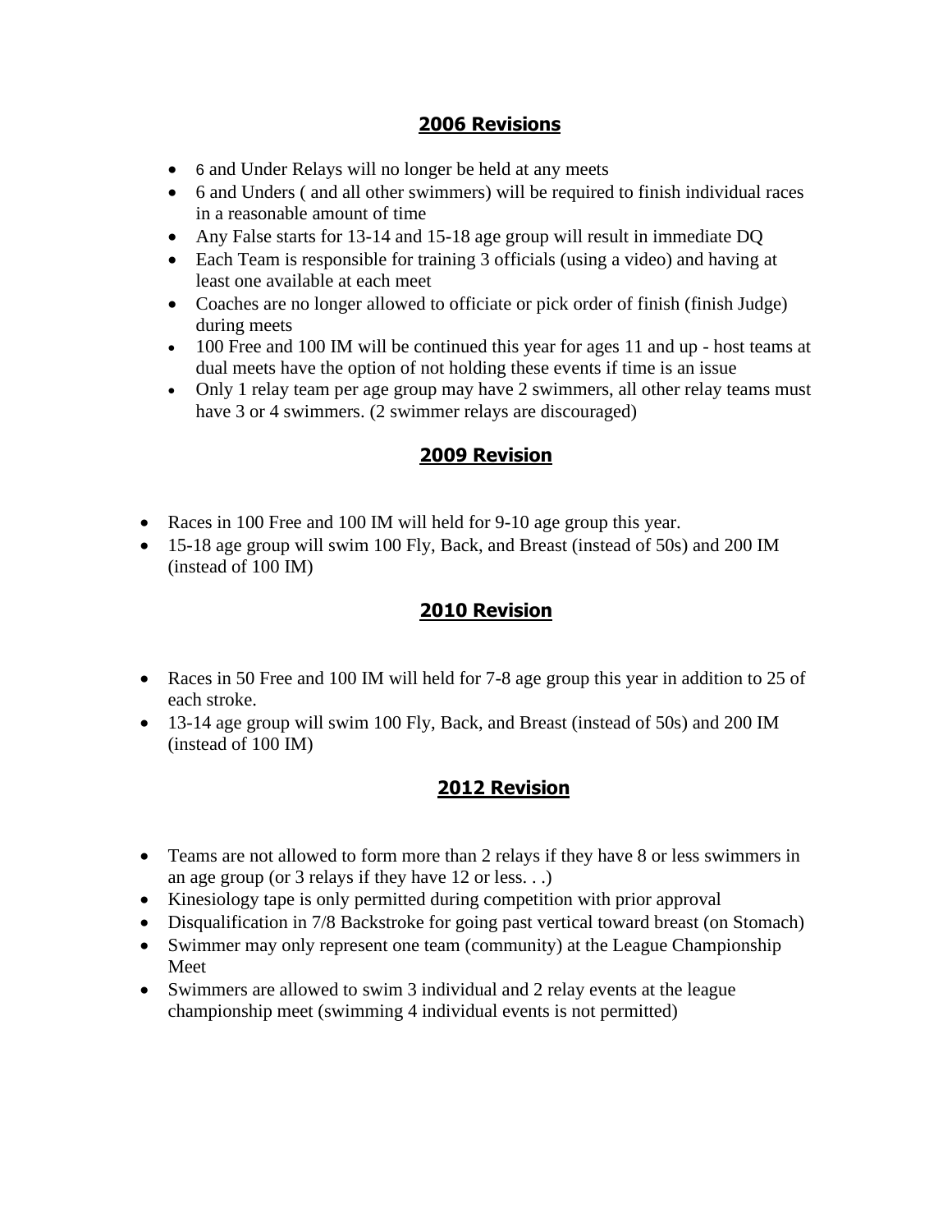## 2006 Revisions

- 6 and Under Relays will no longer be held at any meets
- 6 and Unders ( and all other swimmers) will be required to finish individual races in a reasonable amount of time
- Any False starts for 13-14 and 15-18 age group will result in immediate DQ
- Each Team is responsible for training 3 officials (using a video) and having at least one available at each meet
- Coaches are no longer allowed to officiate or pick order of finish (finish Judge) during meets
- 100 Free and 100 IM will be continued this year for ages 11 and up - host teams at dual meets have the option of not holding these events if time is an issue
- Only 1 relay team per age group may have 2 swimmers, all other relay teams must have 3 or 4 swimmers. (2 swimmer relays are discouraged)

## 2009 Revision

- Races in 100 Free and 100 IM will held for 9-10 age group this year.
- 15-18 age group will swim 100 Fly, Back, and Breast (instead of 50s) and 200 IM (instead of 100 IM)

## 2010 Revision

- Races in 50 Free and 100 IM will held for 7-8 age group this year in addition to 25 of each stroke.
- 13-14 age group will swim 100 Fly, Back, and Breast (instead of 50s) and 200 IM (instead of 100 IM)

## 2012 Revision

- Teams are not allowed to form more than 2 relays if they have 8 or less swimmers in an age group (or 3 relays if they have 12 or less. . .)
- Kinesiology tape is only permitted during competition with prior approval
- Disqualification in 7/8 Backstroke for going past vertical toward breast (on Stomach)
- Swimmer may only represent one team (community) at the League Championship Meet
- Swimmers are allowed to swim 3 individual and 2 relay events at the league championship meet (swimming 4 individual events is not permitted)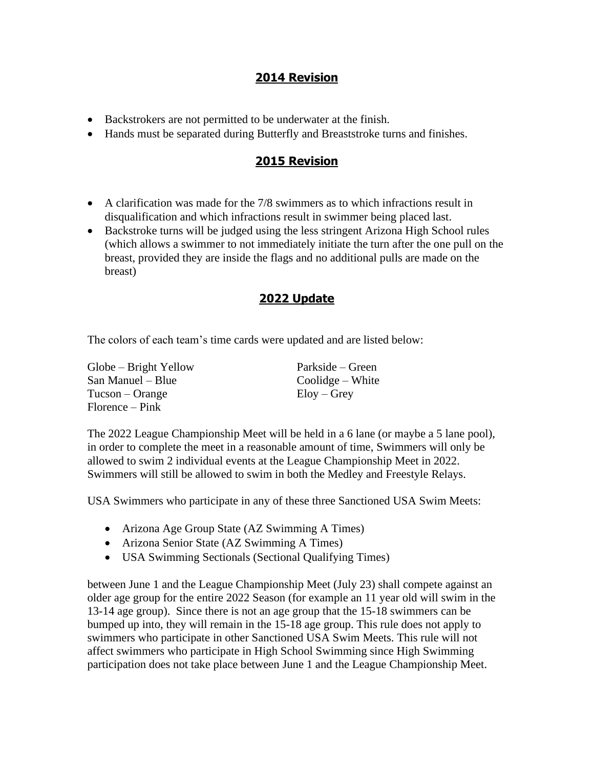## **2014 Revision**

- Backstrokers are not permitted to be underwater at the finish.
- Hands must be separated during Butterfly and Breaststroke turns and finishes.

## **2015 Revision**

- A clarification was made for the 7/8 swimmers as to which infractions result in disqualification and which infractions result in swimmer being placed last.
- Backstroke turns will be judged using the less stringent Arizona High School rules (which allows a swimmer to not immediately initiate the turn after the one pull on the breast, provided they are inside the flags and no additional pulls are made on the breast)

## **2022 Update**

The colors of each team's time cards were updated and are listed below:

Globe – Bright Yellow
San Manuel – Blue
Tucson – Orange
Florence – Pink
Parkside – Green
Coolidge – White
Eloy – Grey

The 2022 League Championship Meet will be held in a 6 lane (or maybe a 5 lane pool), in order to complete the meet in a reasonable amount of time, Swimmers will only be allowed to swim 2 individual events at the League Championship Meet in 2022. Swimmers will still be allowed to swim in both the Medley and Freestyle Relays.

USA Swimmers who participate in any of these three Sanctioned USA Swim Meets:

- Arizona Age Group State (AZ Swimming A Times)
- Arizona Senior State (AZ Swimming A Times)
- USA Swimming Sectionals (Sectional Qualifying Times)

between June 1 and the League Championship Meet (July 23) shall compete against an older age group for the entire 2022 Season (for example an 11 year old will swim in the 13-14 age group). Since there is not an age group that the 15-18 swimmers can be bumped up into, they will remain in the 15-18 age group. This rule does not apply to swimmers who participate in other Sanctioned USA Swim Meets. This rule will not affect swimmers who participate in High School Swimming since High Swimming participation does not take place between June 1 and the League Championship Meet.